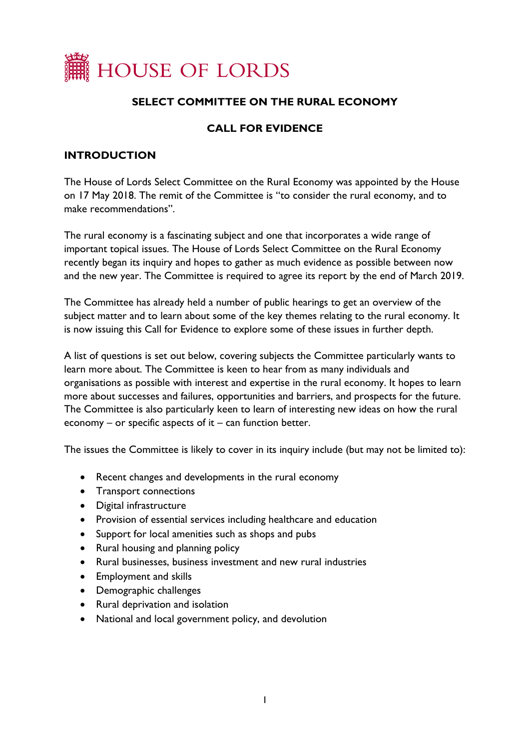# HOUSE OF LORDS

## SELECT COMMITTEE ON THE RURAL ECONOMY

## CALL FOR EVIDENCE

### INTRODUCTION

The House of Lords Select Committee on the Rural Economy was appointed by the House on 17 May 2018. The remit of the Committee is "to consider the rural economy, and to make recommendations".

The rural economy is a fascinating subject and one that incorporates a wide range of important topical issues. The House of Lords Select Committee on the Rural Economy recently began its inquiry and hopes to gather as much evidence as possible between now and the new year. The Committee is required to agree its report by the end of March 2019.

The Committee has already held a number of public hearings to get an overview of the subject matter and to learn about some of the key themes relating to the rural economy. It is now issuing this Call for Evidence to explore some of these issues in further depth.

A list of questions is set out below, covering subjects the Committee particularly wants to learn more about. The Committee is keen to hear from as many individuals and organisations as possible with interest and expertise in the rural economy. It hopes to learn more about successes and failures, opportunities and barriers, and prospects for the future. The Committee is also particularly keen to learn of interesting new ideas on how the rural economy – or specific aspects of it – can function better.

The issues the Committee is likely to cover in its inquiry include (but may not be limited to):

- Recent changes and developments in the rural economy
- Transport connections
- Digital infrastructure
- Provision of essential services including healthcare and education
- Support for local amenities such as shops and pubs
- Rural housing and planning policy
- Rural businesses, business investment and new rural industries
- Employment and skills
- Demographic challenges
- Rural deprivation and isolation
- National and local government policy, and devolution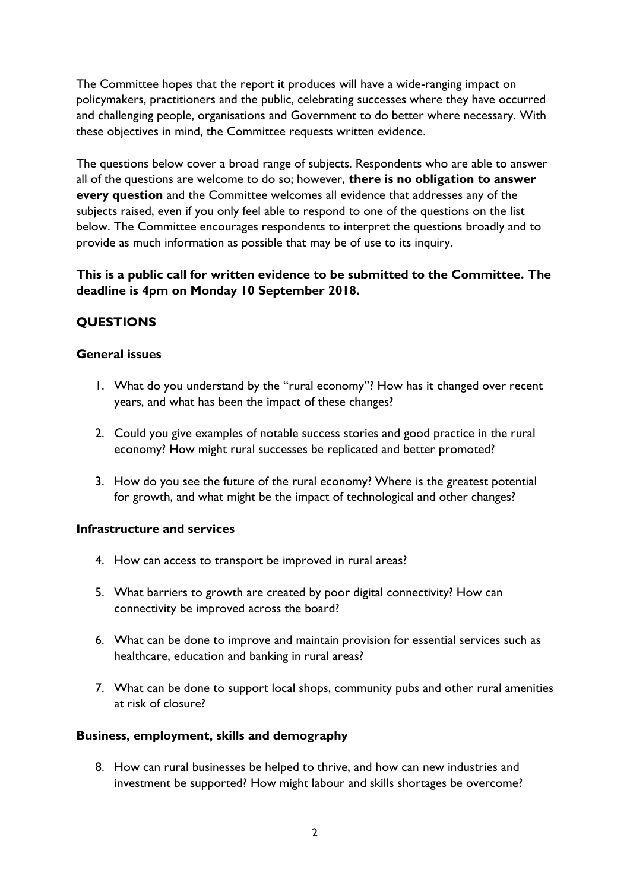The Committee hopes that the report it produces will have a wide-ranging impact on policymakers, practitioners and the public, celebrating successes where they have occurred and challenging people, organisations and Government to do better where necessary. With these objectives in mind, the Committee requests written evidence.

The questions below cover a broad range of subjects. Respondents who are able to answer all of the questions are welcome to do so; however, **there is no obligation to answer every question** and the Committee welcomes all evidence that addresses any of the subjects raised, even if you only feel able to respond to one of the questions on the list below. The Committee encourages respondents to interpret the questions broadly and to provide as much information as possible that may be of use to its inquiry.

**This is a public call for written evidence to be submitted to the Committee. The deadline is 4pm on Monday 10 September 2018.**

## QUESTIONS

### General issues

1. What do you understand by the "rural economy"? How has it changed over recent years, and what has been the impact of these changes?

2. Could you give examples of notable success stories and good practice in the rural economy? How might rural successes be replicated and better promoted?

3. How do you see the future of the rural economy? Where is the greatest potential for growth, and what might be the impact of technological and other changes?

### Infrastructure and services

4. How can access to transport be improved in rural areas?

5. What barriers to growth are created by poor digital connectivity? How can connectivity be improved across the board?

6. What can be done to improve and maintain provision for essential services such as healthcare, education and banking in rural areas?

7. What can be done to support local shops, community pubs and other rural amenities at risk of closure?

### Business, employment, skills and demography

8. How can rural businesses be helped to thrive, and how can new industries and investment be supported? How might labour and skills shortages be overcome?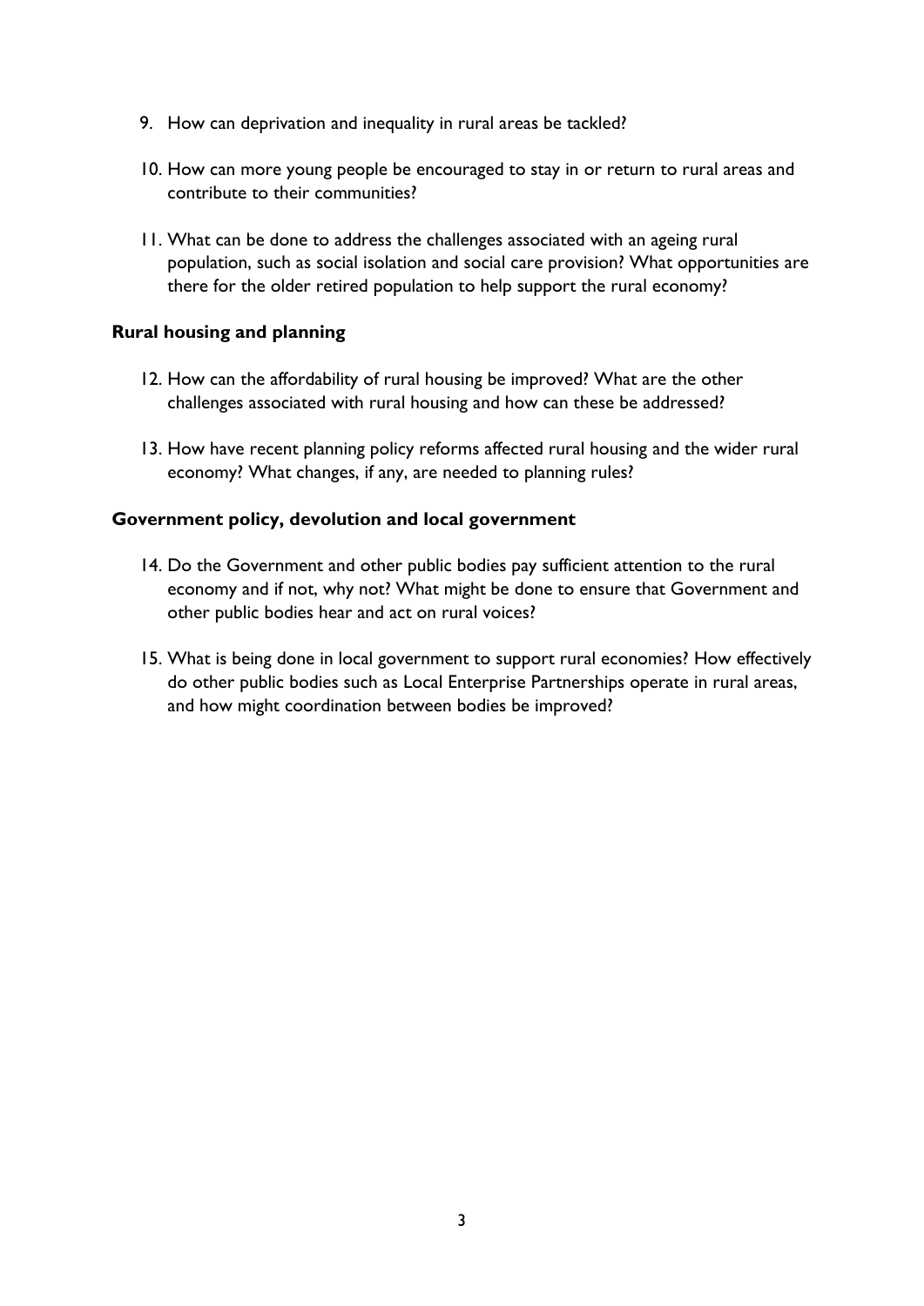9. How can deprivation and inequality in rural areas be tackled?

10. How can more young people be encouraged to stay in or return to rural areas and contribute to their communities?

11. What can be done to address the challenges associated with an ageing rural population, such as social isolation and social care provision? What opportunities are there for the older retired population to help support the rural economy?

**Rural housing and planning**

12. How can the affordability of rural housing be improved? What are the other challenges associated with rural housing and how can these be addressed?

13. How have recent planning policy reforms affected rural housing and the wider rural economy? What changes, if any, are needed to planning rules?

**Government policy, devolution and local government**

14. Do the Government and other public bodies pay sufficient attention to the rural economy and if not, why not? What might be done to ensure that Government and other public bodies hear and act on rural voices?

15. What is being done in local government to support rural economies? How effectively do other public bodies such as Local Enterprise Partnerships operate in rural areas, and how might coordination between bodies be improved?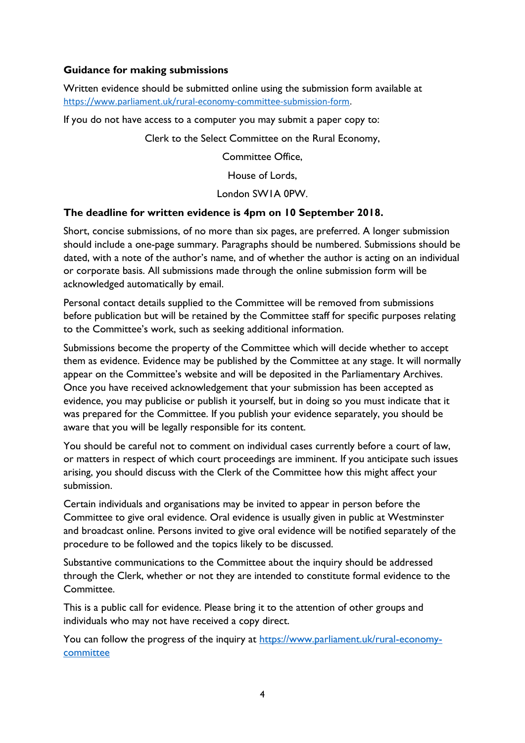**Guidance for making submissions**

Written evidence should be submitted online using the submission form available at https://www.parliament.uk/rural-economy-committee-submission-form.

If you do not have access to a computer you may submit a paper copy to:

Clerk to the Select Committee on the Rural Economy,

Committee Office,

House of Lords,

London SW1A 0PW.

**The deadline for written evidence is 4pm on 10 September 2018.**

Short, concise submissions, of no more than six pages, are preferred. A longer submission should include a one-page summary. Paragraphs should be numbered. Submissions should be dated, with a note of the author's name, and of whether the author is acting on an individual or corporate basis. All submissions made through the online submission form will be acknowledged automatically by email.

Personal contact details supplied to the Committee will be removed from submissions before publication but will be retained by the Committee staff for specific purposes relating to the Committee's work, such as seeking additional information.

Submissions become the property of the Committee which will decide whether to accept them as evidence. Evidence may be published by the Committee at any stage. It will normally appear on the Committee's website and will be deposited in the Parliamentary Archives. Once you have received acknowledgement that your submission has been accepted as evidence, you may publicise or publish it yourself, but in doing so you must indicate that it was prepared for the Committee. If you publish your evidence separately, you should be aware that you will be legally responsible for its content.

You should be careful not to comment on individual cases currently before a court of law, or matters in respect of which court proceedings are imminent. If you anticipate such issues arising, you should discuss with the Clerk of the Committee how this might affect your submission.

Certain individuals and organisations may be invited to appear in person before the Committee to give oral evidence. Oral evidence is usually given in public at Westminster and broadcast online. Persons invited to give oral evidence will be notified separately of the procedure to be followed and the topics likely to be discussed.

Substantive communications to the Committee about the inquiry should be addressed through the Clerk, whether or not they are intended to constitute formal evidence to the Committee.

This is a public call for evidence. Please bring it to the attention of other groups and individuals who may not have received a copy direct.

You can follow the progress of the inquiry at https://www.parliament.uk/rural-economy-committee